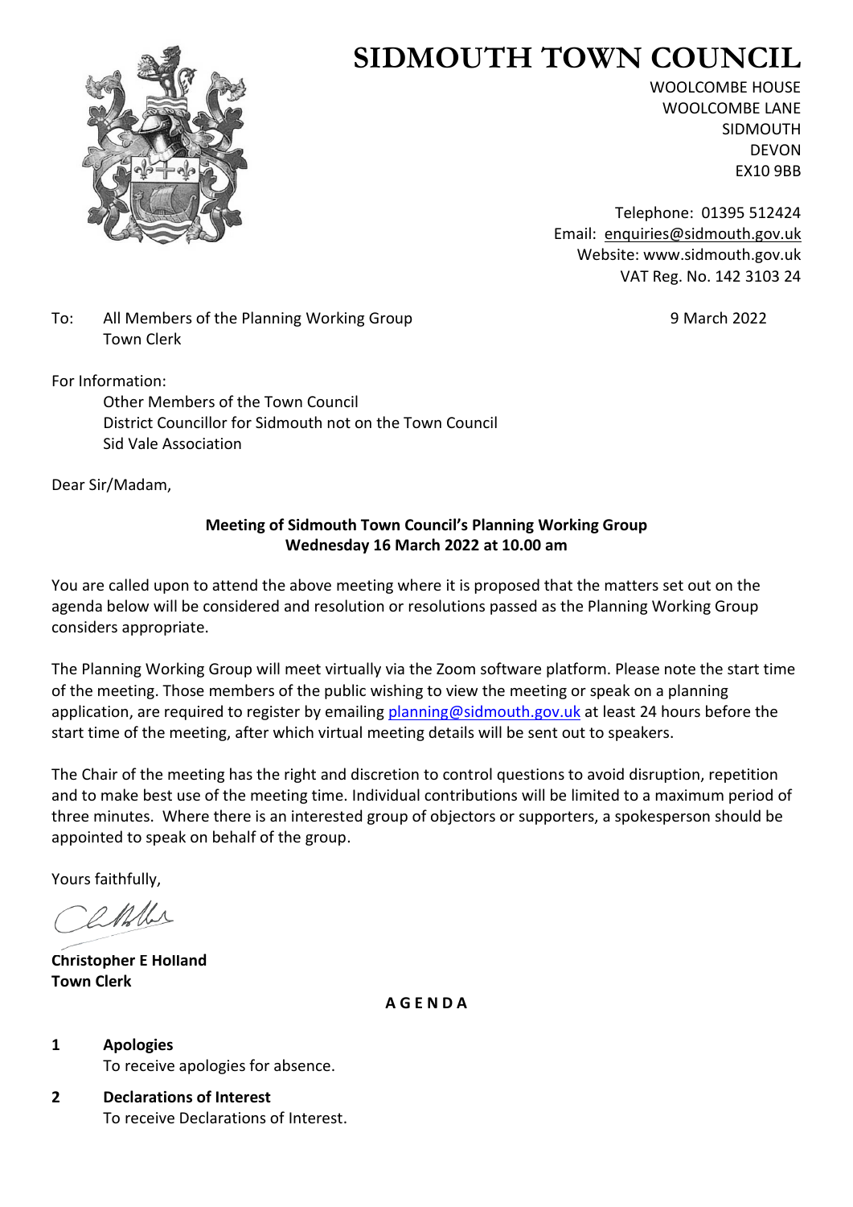# SIDMOUTH TOWN COUNCIL

WOOLCOMBE HOUSE
WOOLCOMBE LANE
SIDMOUTH
DEVON
EX10 9BB

Telephone: 01395 512424
Email: enquiries@sidmouth.gov.uk
Website: www.sidmouth.gov.uk
VAT Reg. No. 142 3103 24

To: All Members of the Planning Working Group
Town Clerk

9 March 2022

For Information:
Other Members of the Town Council
District Councillor for Sidmouth not on the Town Council
Sid Vale Association

Dear Sir/Madam,

**Meeting of Sidmouth Town Council's Planning Working Group**
**Wednesday 16 March 2022 at 10.00 am**

You are called upon to attend the above meeting where it is proposed that the matters set out on the agenda below will be considered and resolution or resolutions passed as the Planning Working Group considers appropriate.

The Planning Working Group will meet virtually via the Zoom software platform. Please note the start time of the meeting. Those members of the public wishing to view the meeting or speak on a planning application, are required to register by emailing planning@sidmouth.gov.uk at least 24 hours before the start time of the meeting, after which virtual meeting details will be sent out to speakers.

The Chair of the meeting has the right and discretion to control questions to avoid disruption, repetition and to make best use of the meeting time. Individual contributions will be limited to a maximum period of three minutes. Where there is an interested group of objectors or supporters, a spokesperson should be appointed to speak on behalf of the group.

Yours faithfully,

**Christopher E Holland**
**Town Clerk**

## A G E N D A

**1 Apologies**
To receive apologies for absence.

**2 Declarations of Interest**
To receive Declarations of Interest.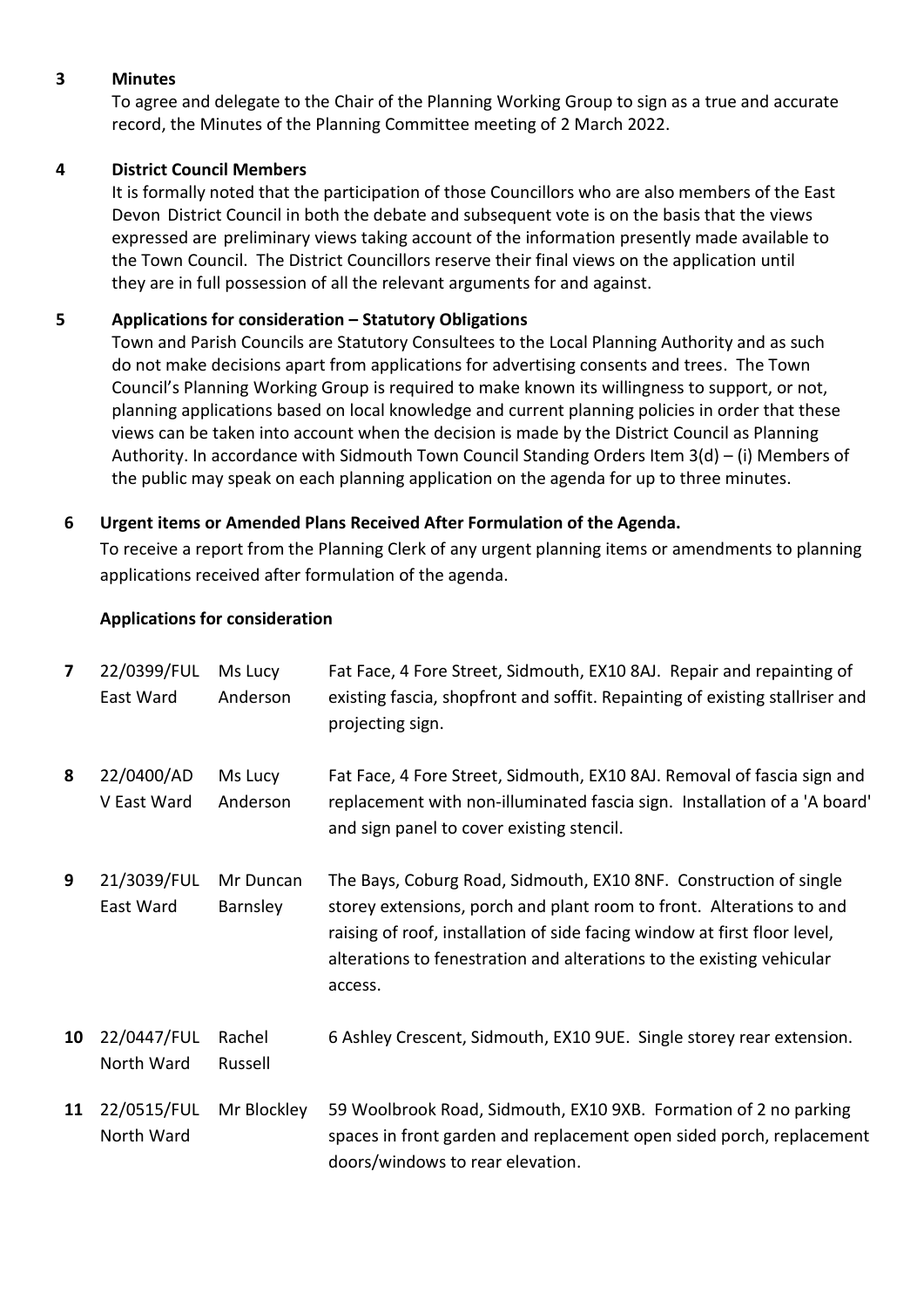**3 Minutes**

To agree and delegate to the Chair of the Planning Working Group to sign as a true and accurate record, the Minutes of the Planning Committee meeting of 2 March 2022.

**4 District Council Members**

It is formally noted that the participation of those Councillors who are also members of the East Devon District Council in both the debate and subsequent vote is on the basis that the views expressed are preliminary views taking account of the information presently made available to the Town Council. The District Councillors reserve their final views on the application until they are in full possession of all the relevant arguments for and against.

**5 Applications for consideration – Statutory Obligations**

Town and Parish Councils are Statutory Consultees to the Local Planning Authority and as such do not make decisions apart from applications for advertising consents and trees. The Town Council's Planning Working Group is required to make known its willingness to support, or not, planning applications based on local knowledge and current planning policies in order that these views can be taken into account when the decision is made by the District Council as Planning Authority. In accordance with Sidmouth Town Council Standing Orders Item 3(d) – (i) Members of the public may speak on each planning application on the agenda for up to three minutes.

**6 Urgent items or Amended Plans Received After Formulation of the Agenda.**

To receive a report from the Planning Clerk of any urgent planning items or amendments to planning applications received after formulation of the agenda.

**Applications for consideration**

| | | | |
|---|---|---|---|
| **7** | 22/0399/FUL East Ward | Ms Lucy Anderson | Fat Face, 4 Fore Street, Sidmouth, EX10 8AJ. Repair and repainting of existing fascia, shopfront and soffit. Repainting of existing stallriser and projecting sign. |
| **8** | 22/0400/ADV East Ward | Ms Lucy Anderson | Fat Face, 4 Fore Street, Sidmouth, EX10 8AJ. Removal of fascia sign and replacement with non-illuminated fascia sign. Installation of a 'A board' and sign panel to cover existing stencil. |
| **9** | 21/3039/FUL East Ward | Mr Duncan Barnsley | The Bays, Coburg Road, Sidmouth, EX10 8NF. Construction of single storey extensions, porch and plant room to front. Alterations to and raising of roof, installation of side facing window at first floor level, alterations to fenestration and alterations to the existing vehicular access. |
| **10** | 22/0447/FUL North Ward | Rachel Russell | 6 Ashley Crescent, Sidmouth, EX10 9UE. Single storey rear extension. |
| **11** | 22/0515/FUL North Ward | Mr Blockley | 59 Woolbrook Road, Sidmouth, EX10 9XB. Formation of 2 no parking spaces in front garden and replacement open sided porch, replacement doors/windows to rear elevation. |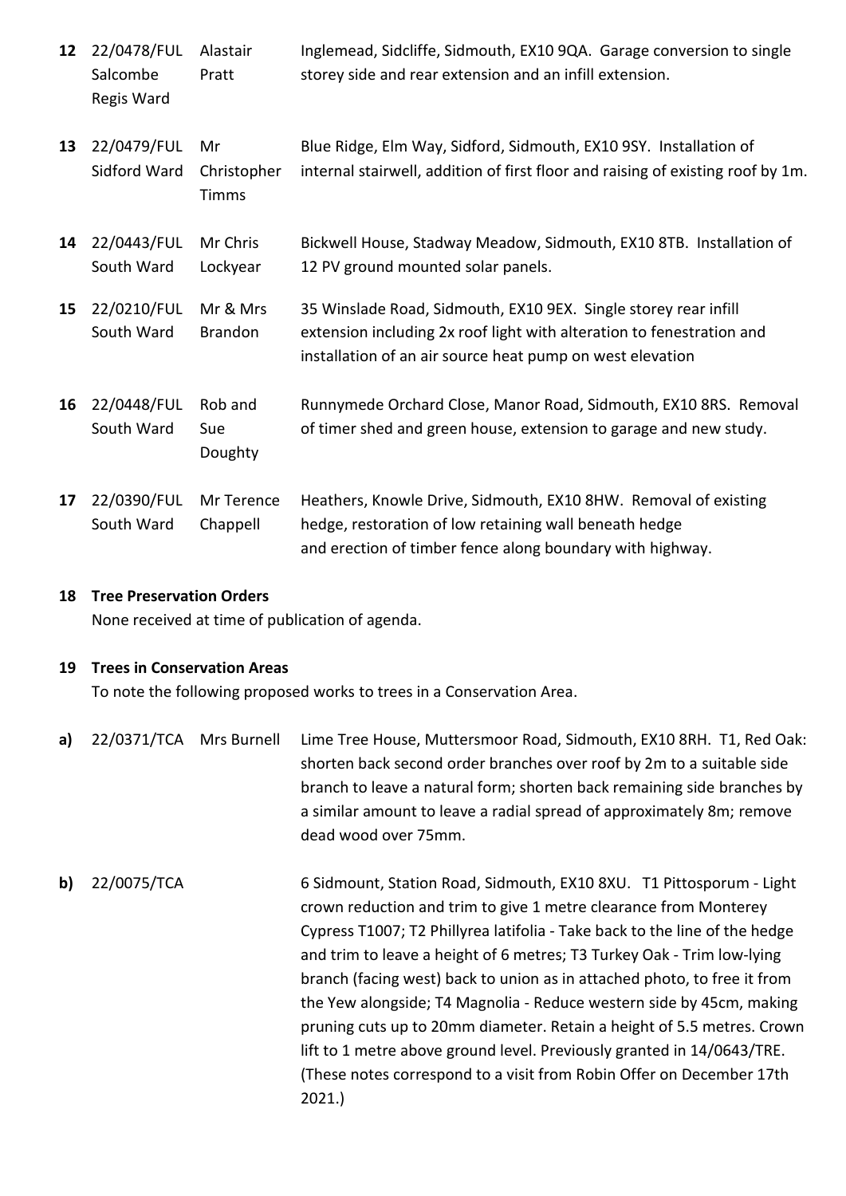| | | | |
|---|---|---|---|
| **12** | 22/0478/FUL Salcombe Regis Ward | Alastair Pratt | Inglemead, Sidcliffe, Sidmouth, EX10 9QA. Garage conversion to single storey side and rear extension and an infill extension. |
| **13** | 22/0479/FUL Sidford Ward | Mr Christopher Timms | Blue Ridge, Elm Way, Sidford, Sidmouth, EX10 9SY. Installation of internal stairwell, addition of first floor and raising of existing roof by 1m. |
| **14** | 22/0443/FUL South Ward | Mr Chris Lockyear | Bickwell House, Stadway Meadow, Sidmouth, EX10 8TB. Installation of 12 PV ground mounted solar panels. |
| **15** | 22/0210/FUL South Ward | Mr & Mrs Brandon | 35 Winslade Road, Sidmouth, EX10 9EX. Single storey rear infill extension including 2x roof light with alteration to fenestration and installation of an air source heat pump on west elevation |
| **16** | 22/0448/FUL South Ward | Rob and Sue Doughty | Runnymede Orchard Close, Manor Road, Sidmouth, EX10 8RS. Removal of timer shed and green house, extension to garage and new study. |
| **17** | 22/0390/FUL South Ward | Mr Terence Chappell | Heathers, Knowle Drive, Sidmouth, EX10 8HW. Removal of existing hedge, restoration of low retaining wall beneath hedge and erection of timber fence along boundary with highway. |

**18 Tree Preservation Orders**

None received at time of publication of agenda.

**19 Trees in Conservation Areas**

To note the following proposed works to trees in a Conservation Area.

| | | | |
|---|---|---|---|
| **a)** | 22/0371/TCA | Mrs Burnell | Lime Tree House, Muttersmoor Road, Sidmouth, EX10 8RH. T1, Red Oak: shorten back second order branches over roof by 2m to a suitable side branch to leave a natural form; shorten back remaining side branches by a similar amount to leave a radial spread of approximately 8m; remove dead wood over 75mm. |
| **b)** | 22/0075/TCA | | 6 Sidmount, Station Road, Sidmouth, EX10 8XU. T1 Pittosporum - Light crown reduction and trim to give 1 metre clearance from Monterey Cypress T1007; T2 Phillyrea latifolia - Take back to the line of the hedge and trim to leave a height of 6 metres; T3 Turkey Oak - Trim low-lying branch (facing west) back to union as in attached photo, to free it from the Yew alongside; T4 Magnolia - Reduce western side by 45cm, making pruning cuts up to 20mm diameter. Retain a height of 5.5 metres. Crown lift to 1 metre above ground level. Previously granted in 14/0643/TRE. (These notes correspond to a visit from Robin Offer on December 17th 2021.) |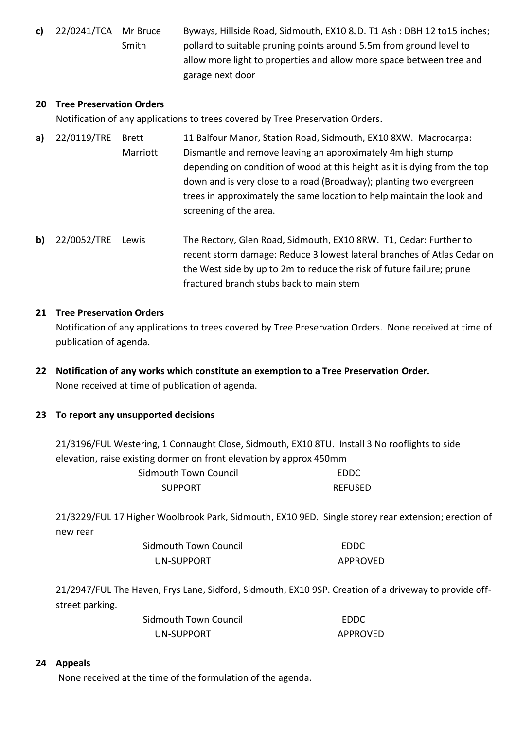**c)** 22/0241/TCA Mr Bruce Smith — Byways, Hillside Road, Sidmouth, EX10 8JD. T1 Ash : DBH 12 to15 inches; pollard to suitable pruning points around 5.5m from ground level to allow more light to properties and allow more space between tree and garage next door

## 20 Tree Preservation Orders

Notification of any applications to trees covered by Tree Preservation Orders**.**

**a)** 22/0119/TRE Brett Marriott — 11 Balfour Manor, Station Road, Sidmouth, EX10 8XW. Macrocarpa: Dismantle and remove leaving an approximately 4m high stump depending on condition of wood at this height as it is dying from the top down and is very close to a road (Broadway); planting two evergreen trees in approximately the same location to help maintain the look and screening of the area.

**b)** 22/0052/TRE Lewis — The Rectory, Glen Road, Sidmouth, EX10 8RW. T1, Cedar: Further to recent storm damage: Reduce 3 lowest lateral branches of Atlas Cedar on the West side by up to 2m to reduce the risk of future failure; prune fractured branch stubs back to main stem

## 21 Tree Preservation Orders

Notification of any applications to trees covered by Tree Preservation Orders. None received at time of publication of agenda.

## 22 Notification of any works which constitute an exemption to a Tree Preservation Order.

None received at time of publication of agenda.

## 23 To report any unsupported decisions

21/3196/FUL Westering, 1 Connaught Close, Sidmouth, EX10 8TU. Install 3 No rooflights to side elevation, raise existing dormer on front elevation by approx 450mm

| Sidmouth Town Council | EDDC |
|---|---|
| SUPPORT | REFUSED |

21/3229/FUL 17 Higher Woolbrook Park, Sidmouth, EX10 9ED. Single storey rear extension; erection of new rear

| Sidmouth Town Council | EDDC |
|---|---|
| UN-SUPPORT | APPROVED |

21/2947/FUL The Haven, Frys Lane, Sidford, Sidmouth, EX10 9SP. Creation of a driveway to provide off-street parking.

| Sidmouth Town Council | EDDC |
|---|---|
| UN-SUPPORT | APPROVED |

## 24 Appeals

None received at the time of the formulation of the agenda.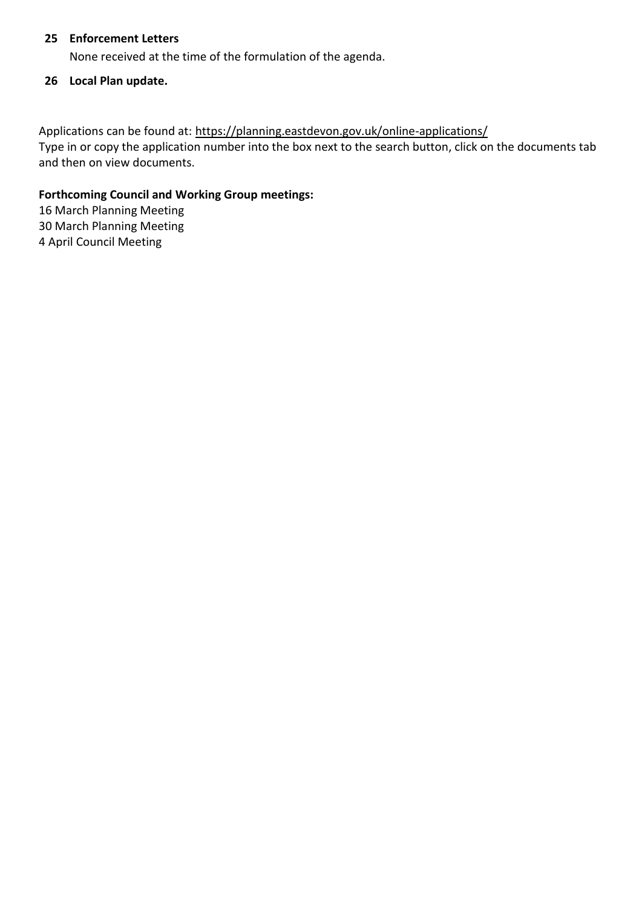**25 Enforcement Letters**

None received at the time of the formulation of the agenda.

**26 Local Plan update.**

Applications can be found at: https://planning.eastdevon.gov.uk/online-applications/
Type in or copy the application number into the box next to the search button, click on the documents tab and then on view documents.

**Forthcoming Council and Working Group meetings:**

16 March Planning Meeting
30 March Planning Meeting
4 April Council Meeting